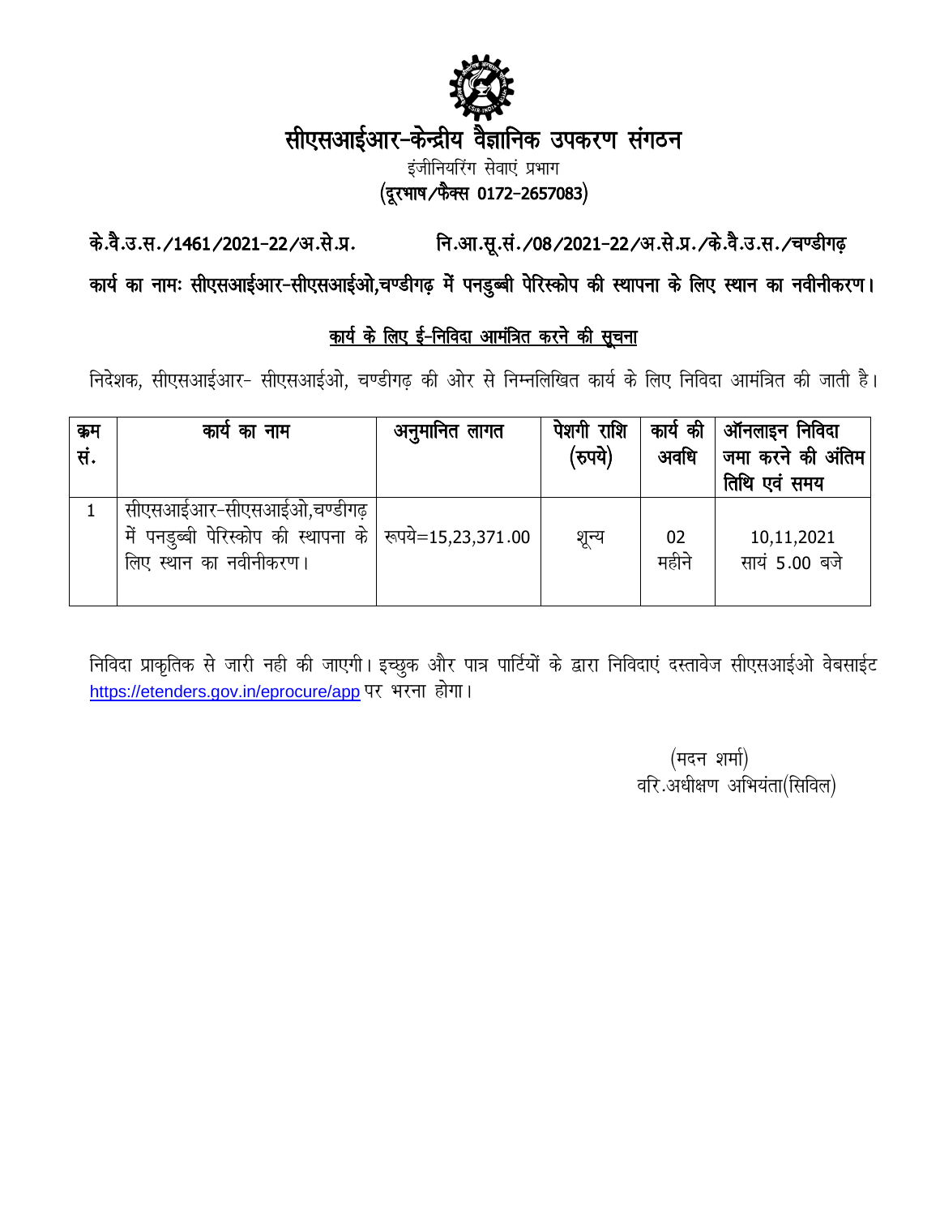# सीएसआईआर-केन्द्रीय वैज्ञानिक उपकरण संगठन

इंजीनियरिंग सेवाएं प्रभाग

**(दूरभाष/फैक्स 0172-2657083)**

**के.वै.उ.स./1461/2021-22/अ.से.प्र.** **नि.आ.सू.सं./08/2021-22/अ.से.प्र./के.वै.उ.स./चण्डीगढ़**

**कार्य का नामः सीएसआईआर-सीएसआईओ,चण्डीगढ़ में पनडुब्बी पेरिस्कोप की स्थापना के लिए स्थान का नवीनीकरण।**

## कार्य के लिए ई-निविदा आमंत्रित करने की सूचना

निदेशक, सीएसआईआर- सीएसआईओ, चण्डीगढ़ की ओर से निम्नलिखित कार्य के लिए निविदा आमंत्रित की जाती है।

| क्रम सं. | कार्य का नाम | अनुमानित लागत | पेशगी राशि (रुपये) | कार्य की अवधि | ऑनलाइन निविदा जमा करने की अंतिम तिथि एवं समय |
|---|---|---|---|---|---|
| 1 | सीएसआईआर-सीएसआईओ,चण्डीगढ़ में पनडुब्बी पेरिस्कोप की स्थापना के लिए स्थान का नवीनीकरण। | रूपये=15,23,371.00 | शून्य | 02 महीने | 10,11,2021 सायं 5.00 बजे |

निविदा प्राकृतिक से जारी नही की जाएगी। इच्छुक और पात्र पार्टियों के द्वारा निविदाएं दस्तावेज सीएसआईओ वेबसाईट https://etenders.gov.in/eprocure/app पर भरना होगा।

(मदन शर्मा)
वरि.अधीक्षण अभियंता(सिविल)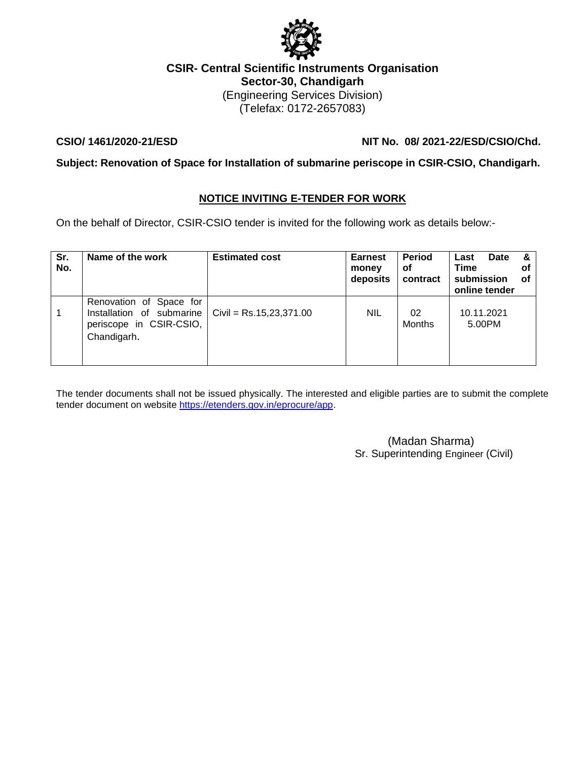**CSIR- Central Scientific Instruments Organisation**
**Sector-30, Chandigarh**
(Engineering Services Division)
(Telefax: 0172-2657083)

**CSIO/ 1461/2020-21/ESD** **NIT No. 08/ 2021-22/ESD/CSIO/Chd.**

**Subject: Renovation of Space for Installation of submarine periscope in CSIR-CSIO, Chandigarh.**

## NOTICE INVITING E-TENDER FOR WORK

On the behalf of Director, CSIR-CSIO tender is invited for the following work as details below:-

| Sr. No. | Name of the work | Estimated cost | Earnest money deposits | Period of contract | Last Date & Time of submission of online tender |
|---|---|---|---|---|---|
| 1 | Renovation of Space for Installation of submarine periscope in CSIR-CSIO, Chandigarh. | Civil = Rs.15,23,371.00 | NIL | 02 Months | 10.11.2021 5.00PM |

The tender documents shall not be issued physically. The interested and eligible parties are to submit the complete tender document on website https://etenders.gov.in/eprocure/app.

(Madan Sharma)
Sr. Superintending Engineer (Civil)